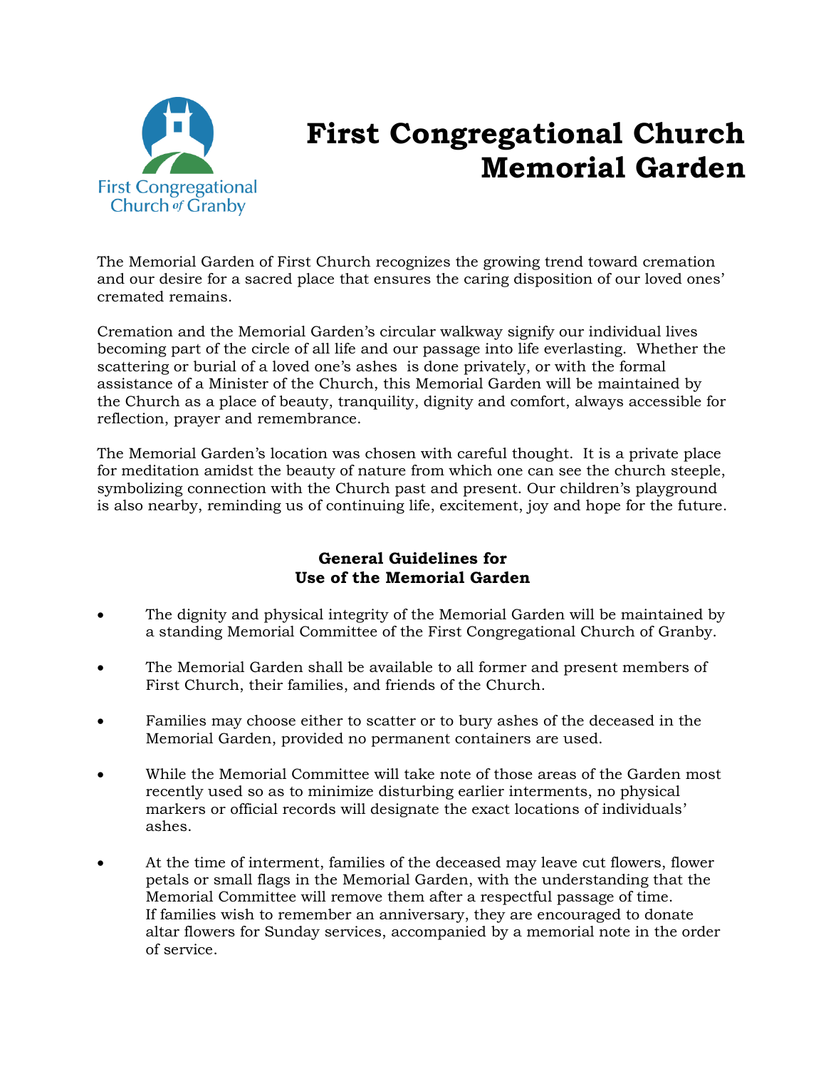First Congregational Church of Granby

# First Congregational Church Memorial Garden

The Memorial Garden of First Church recognizes the growing trend toward cremation and our desire for a sacred place that ensures the caring disposition of our loved ones' cremated remains.

Cremation and the Memorial Garden's circular walkway signify our individual lives becoming part of the circle of all life and our passage into life everlasting. Whether the scattering or burial of a loved one's ashes is done privately, or with the formal assistance of a Minister of the Church, this Memorial Garden will be maintained by the Church as a place of beauty, tranquility, dignity and comfort, always accessible for reflection, prayer and remembrance.

The Memorial Garden's location was chosen with careful thought. It is a private place for meditation amidst the beauty of nature from which one can see the church steeple, symbolizing connection with the Church past and present. Our children's playground is also nearby, reminding us of continuing life, excitement, joy and hope for the future.

## General Guidelines for Use of the Memorial Garden

- The dignity and physical integrity of the Memorial Garden will be maintained by a standing Memorial Committee of the First Congregational Church of Granby.
- The Memorial Garden shall be available to all former and present members of First Church, their families, and friends of the Church.
- Families may choose either to scatter or to bury ashes of the deceased in the Memorial Garden, provided no permanent containers are used.
- While the Memorial Committee will take note of those areas of the Garden most recently used so as to minimize disturbing earlier interments, no physical markers or official records will designate the exact locations of individuals' ashes.
- At the time of interment, families of the deceased may leave cut flowers, flower petals or small flags in the Memorial Garden, with the understanding that the Memorial Committee will remove them after a respectful passage of time. If families wish to remember an anniversary, they are encouraged to donate altar flowers for Sunday services, accompanied by a memorial note in the order of service.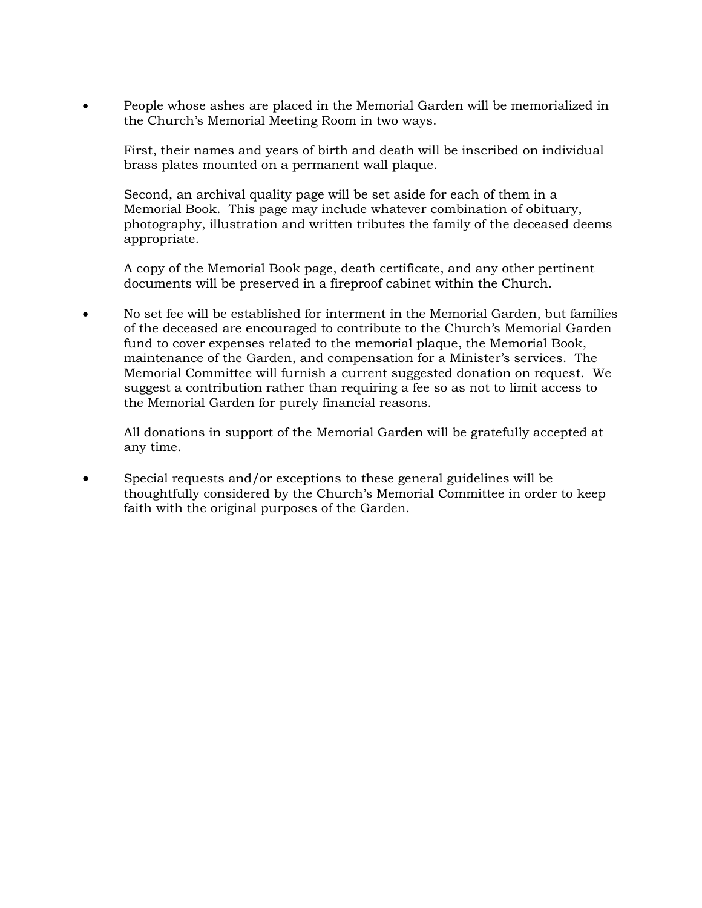- People whose ashes are placed in the Memorial Garden will be memorialized in the Church's Memorial Meeting Room in two ways.

  First, their names and years of birth and death will be inscribed on individual brass plates mounted on a permanent wall plaque.

  Second, an archival quality page will be set aside for each of them in a Memorial Book. This page may include whatever combination of obituary, photography, illustration and written tributes the family of the deceased deems appropriate.

  A copy of the Memorial Book page, death certificate, and any other pertinent documents will be preserved in a fireproof cabinet within the Church.

- No set fee will be established for interment in the Memorial Garden, but families of the deceased are encouraged to contribute to the Church's Memorial Garden fund to cover expenses related to the memorial plaque, the Memorial Book, maintenance of the Garden, and compensation for a Minister's services. The Memorial Committee will furnish a current suggested donation on request. We suggest a contribution rather than requiring a fee so as not to limit access to the Memorial Garden for purely financial reasons.

  All donations in support of the Memorial Garden will be gratefully accepted at any time.

- Special requests and/or exceptions to these general guidelines will be thoughtfully considered by the Church's Memorial Committee in order to keep faith with the original purposes of the Garden.